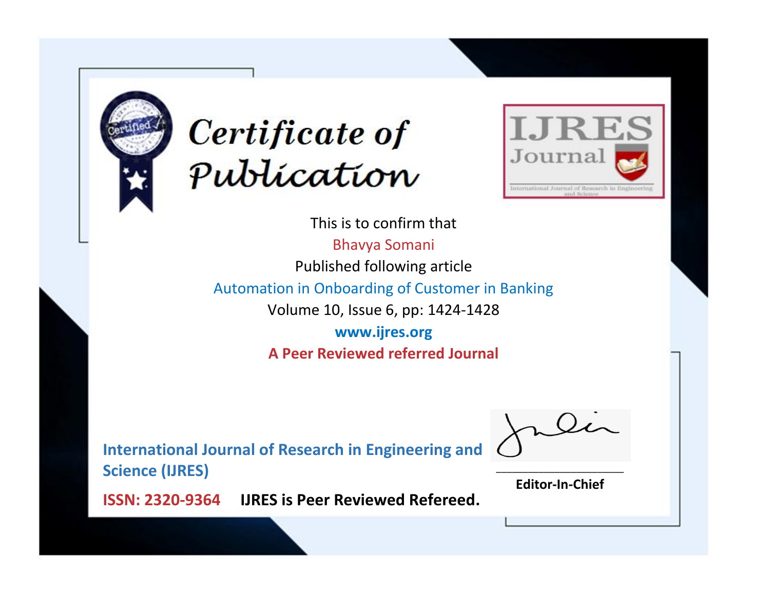# Certificate of Publication

IJRES Journal

International Journal of Research in Engineering and Science

This is to confirm that

Bhavya Somani

Published following article

Automation in Onboarding of Customer in Banking

Volume 10, Issue 6, pp: 1424-1428

**www.ijres.org**

**A Peer Reviewed referred Journal**

**International Journal of Research in Engineering and Science (IJRES)**

**ISSN: 2320-9364** **IJRES is Peer Reviewed Refereed.**

**Editor-In-Chief**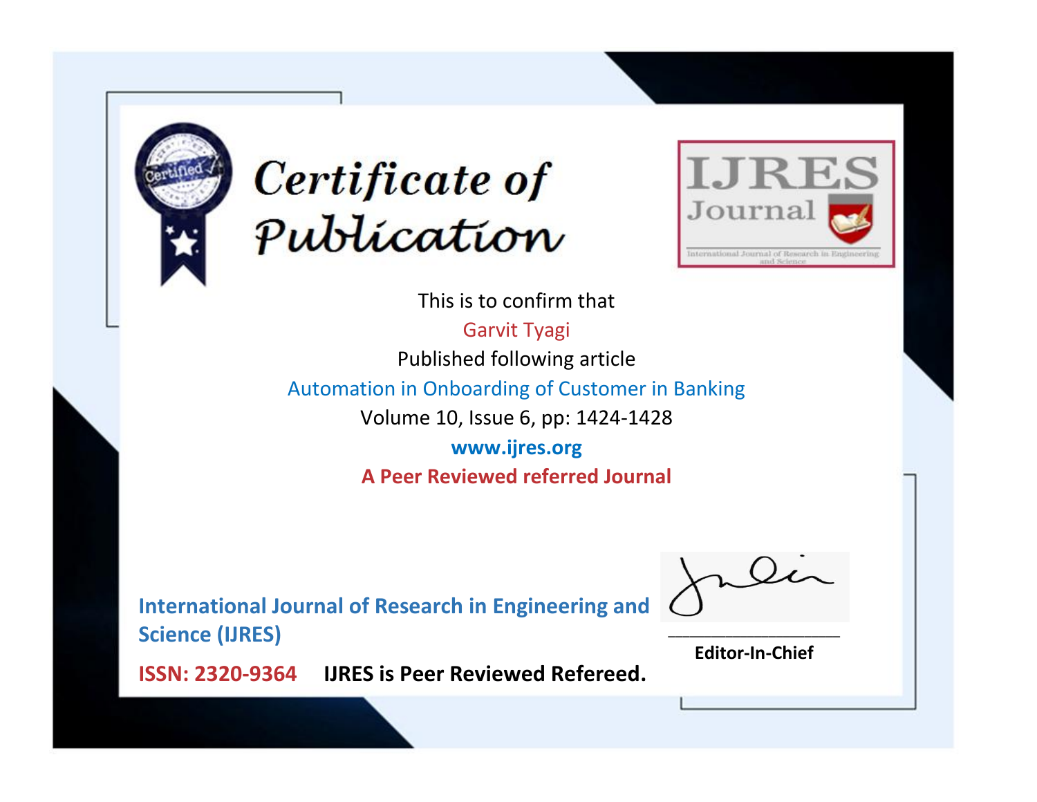# Certificate of Publication

IJRES Journal

International Journal of Research in Engineering and Science

This is to confirm that

Garvit Tyagi

Published following article

Automation in Onboarding of Customer in Banking

Volume 10, Issue 6, pp: 1424-1428

**www.ijres.org**

**A Peer Reviewed referred Journal**

**International Journal of Research in Engineering and Science (IJRES)**

**ISSN: 2320-9364** **IJRES is Peer Reviewed Refereed.**

**Editor-In-Chief**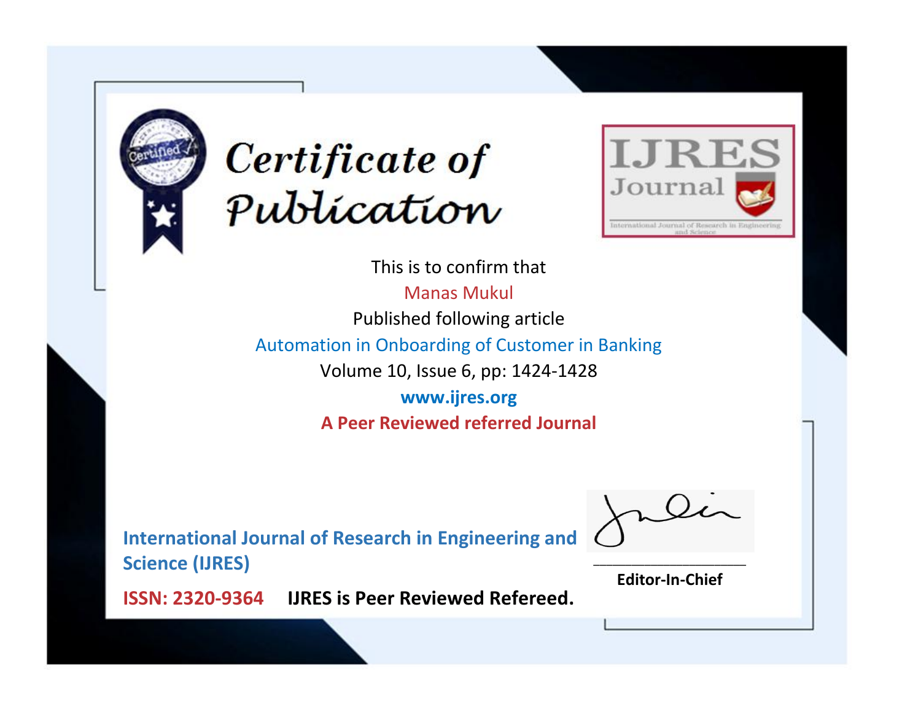# Certificate of Publication

IJRES Journal

International Journal of Research in Engineering and Science

This is to confirm that

Manas Mukul

Published following article

Automation in Onboarding of Customer in Banking

Volume 10, Issue 6, pp: 1424-1428

**www.ijres.org**

**A Peer Reviewed referred Journal**

**International Journal of Research in Engineering and Science (IJRES)**

**ISSN: 2320-9364** **IJRES is Peer Reviewed Refereed.**

**Editor-In-Chief**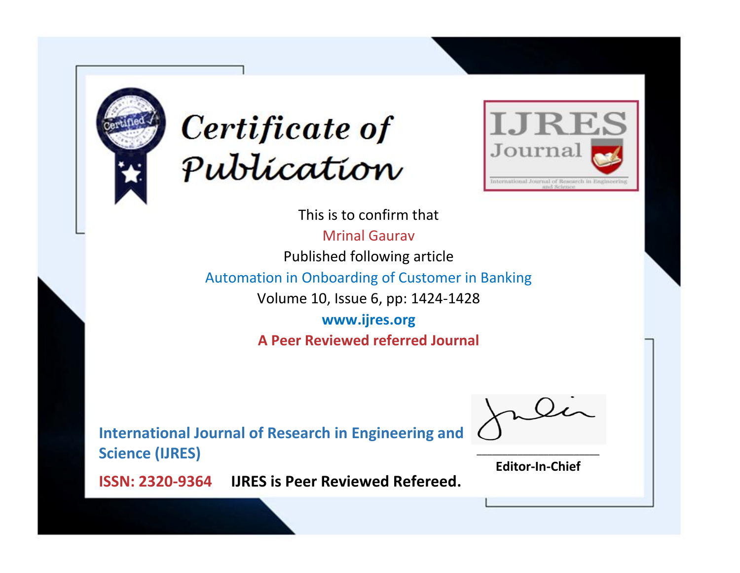# Certificate of Publication

IJRES Journal

International Journal of Research in Engineering and Science

This is to confirm that

Mrinal Gaurav

Published following article

Automation in Onboarding of Customer in Banking

Volume 10, Issue 6, pp: 1424-1428

**www.ijres.org**

**A Peer Reviewed referred Journal**

**International Journal of Research in Engineering and Science (IJRES)**

**ISSN: 2320-9364** **IJRES is Peer Reviewed Refereed.**

**Editor-In-Chief**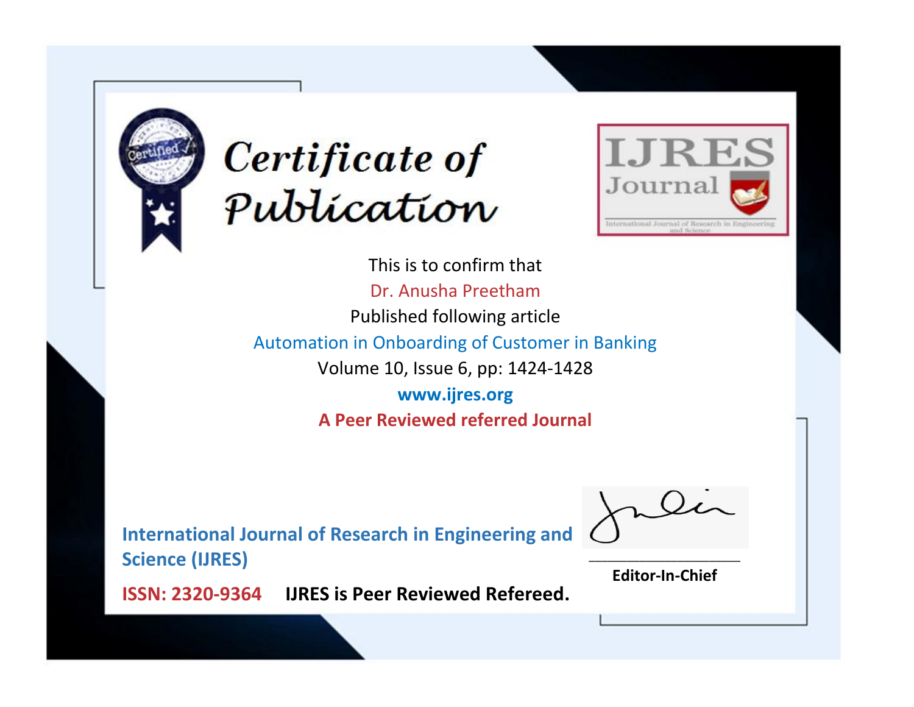# Certificate of Publication

IJRES Journal

International Journal of Research in Engineering and Science

This is to confirm that

Dr. Anusha Preetham

Published following article

Automation in Onboarding of Customer in Banking

Volume 10, Issue 6, pp: 1424-1428

**www.ijres.org**

**A Peer Reviewed referred Journal**

**International Journal of Research in Engineering and Science (IJRES)**

**ISSN: 2320-9364** **IJRES is Peer Reviewed Refereed.**

**Editor-In-Chief**